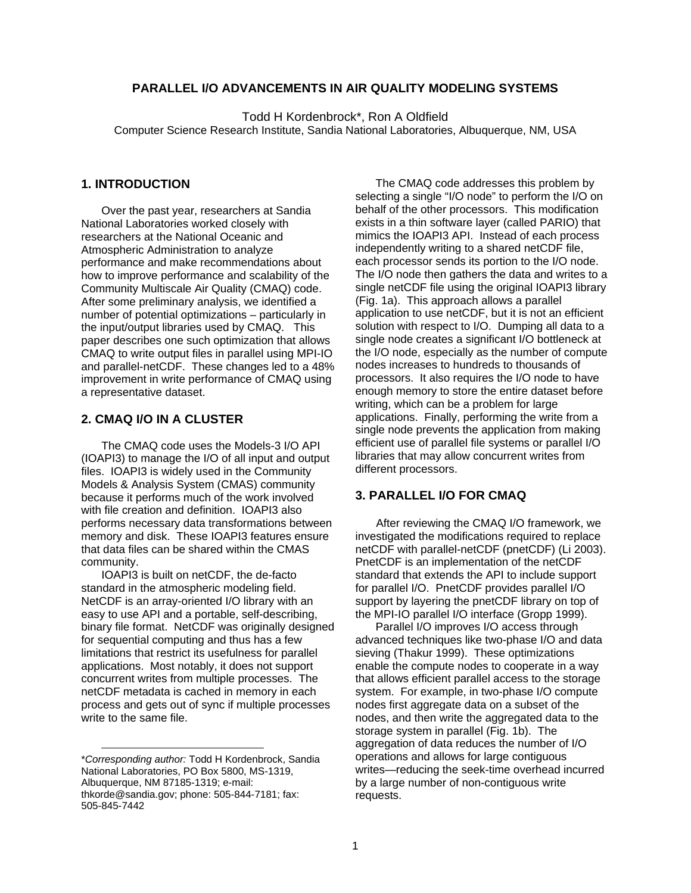# PARALLEL I/O ADVANCEMENTS IN AIR QUALITY MODELING SYSTEMS

Todd H Kordenbrock*, Ron A Oldfield
Computer Science Research Institute, Sandia National Laboratories, Albuquerque, NM, USA

## 1. INTRODUCTION

Over the past year, researchers at Sandia National Laboratories worked closely with researchers at the National Oceanic and Atmospheric Administration to analyze performance and make recommendations about how to improve performance and scalability of the Community Multiscale Air Quality (CMAQ) code. After some preliminary analysis, we identified a number of potential optimizations – particularly in the input/output libraries used by CMAQ. This paper describes one such optimization that allows CMAQ to write output files in parallel using MPI-IO and parallel-netCDF. These changes led to a 48% improvement in write performance of CMAQ using a representative dataset.

## 2. CMAQ I/O IN A CLUSTER

The CMAQ code uses the Models-3 I/O API (IOAPI3) to manage the I/O of all input and output files. IOAPI3 is widely used in the Community Models & Analysis System (CMAS) community because it performs much of the work involved with file creation and definition. IOAPI3 also performs necessary data transformations between memory and disk. These IOAPI3 features ensure that data files can be shared within the CMAS community.

IOAPI3 is built on netCDF, the de-facto standard in the atmospheric modeling field. NetCDF is an array-oriented I/O library with an easy to use API and a portable, self-describing, binary file format. NetCDF was originally designed for sequential computing and thus has a few limitations that restrict its usefulness for parallel applications. Most notably, it does not support concurrent writes from multiple processes. The netCDF metadata is cached in memory in each process and gets out of sync if multiple processes write to the same file.

The CMAQ code addresses this problem by selecting a single "I/O node" to perform the I/O on behalf of the other processors. This modification exists in a thin software layer (called PARIO) that mimics the IOAPI3 API. Instead of each process independently writing to a shared netCDF file, each processor sends its portion to the I/O node. The I/O node then gathers the data and writes to a single netCDF file using the original IOAPI3 library (Fig. 1a). This approach allows a parallel application to use netCDF, but it is not an efficient solution with respect to I/O. Dumping all data to a single node creates a significant I/O bottleneck at the I/O node, especially as the number of compute nodes increases to hundreds to thousands of processors. It also requires the I/O node to have enough memory to store the entire dataset before writing, which can be a problem for large applications. Finally, performing the write from a single node prevents the application from making efficient use of parallel file systems or parallel I/O libraries that may allow concurrent writes from different processors.

## 3. PARALLEL I/O FOR CMAQ

After reviewing the CMAQ I/O framework, we investigated the modifications required to replace netCDF with parallel-netCDF (pnetCDF) (Li 2003). PnetCDF is an implementation of the netCDF standard that extends the API to include support for parallel I/O. PnetCDF provides parallel I/O support by layering the pnetCDF library on top of the MPI-IO parallel I/O interface (Gropp 1999).

Parallel I/O improves I/O access through advanced techniques like two-phase I/O and data sieving (Thakur 1999). These optimizations enable the compute nodes to cooperate in a way that allows efficient parallel access to the storage system. For example, in two-phase I/O compute nodes first aggregate data on a subset of the nodes, and then write the aggregated data to the storage system in parallel (Fig. 1b). The aggregation of data reduces the number of I/O operations and allows for large contiguous writes—reducing the seek-time overhead incurred by a large number of non-contiguous write requests.

---

**Corresponding author:* Todd H Kordenbrock, Sandia National Laboratories, PO Box 5800, MS-1319, Albuquerque, NM 87185-1319; e-mail: thkorde@sandia.gov; phone: 505-844-7181; fax: 505-845-7442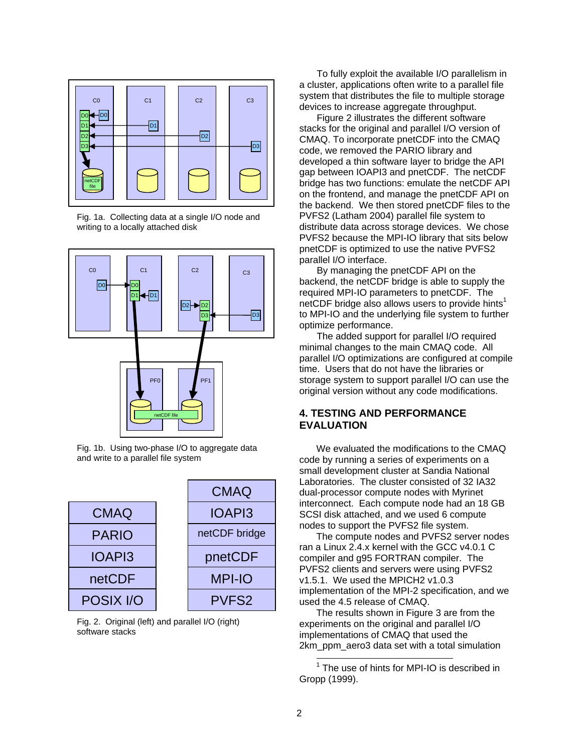Fig. 1a. Collecting data at a single I/O node and writing to a locally attached disk

Fig. 1b. Using two-phase I/O to aggregate data and write to a parallel file system

| CMAQ |
| --- |
| PARIO |
| IOAPI3 |
| netCDF |
| POSIX I/O |

| CMAQ |
| --- |
| IOAPI3 |
| netCDF bridge |
| pnetCDF |
| MPI-IO |
| PVFS2 |

Fig. 2. Original (left) and parallel I/O (right) software stacks

To fully exploit the available I/O parallelism in a cluster, applications often write to a parallel file system that distributes the file to multiple storage devices to increase aggregate throughput.

Figure 2 illustrates the different software stacks for the original and parallel I/O version of CMAQ. To incorporate pnetCDF into the CMAQ code, we removed the PARIO library and developed a thin software layer to bridge the API gap between IOAPI3 and pnetCDF. The netCDF bridge has two functions: emulate the netCDF API on the frontend, and manage the pnetCDF API on the backend. We then stored pnetCDF files to the PVFS2 (Latham 2004) parallel file system to distribute data across storage devices. We chose PVFS2 because the MPI-IO library that sits below pnetCDF is optimized to use the native PVFS2 parallel I/O interface.

By managing the pnetCDF API on the backend, the netCDF bridge is able to supply the required MPI-IO parameters to pnetCDF. The netCDF bridge also allows users to provide hints[1] to MPI-IO and the underlying file system to further optimize performance.

The added support for parallel I/O required minimal changes to the main CMAQ code. All parallel I/O optimizations are configured at compile time. Users that do not have the libraries or storage system to support parallel I/O can use the original version without any code modifications.

## 4. TESTING AND PERFORMANCE EVALUATION

We evaluated the modifications to the CMAQ code by running a series of experiments on a small development cluster at Sandia National Laboratories. The cluster consisted of 32 IA32 dual-processor compute nodes with Myrinet interconnect. Each compute node had an 18 GB SCSI disk attached, and we used 6 compute nodes to support the PVFS2 file system.

The compute nodes and PVFS2 server nodes ran a Linux 2.4.x kernel with the GCC v4.0.1 C compiler and g95 FORTRAN compiler. The PVFS2 clients and servers were using PVFS2 v1.5.1. We used the MPICH2 v1.0.3 implementation of the MPI-2 specification, and we used the 4.5 release of CMAQ.

The results shown in Figure 3 are from the experiments on the original and parallel I/O implementations of CMAQ that used the 2km_ppm_aero3 data set with a total simulation

[1] The use of hints for MPI-IO is described in Gropp (1999).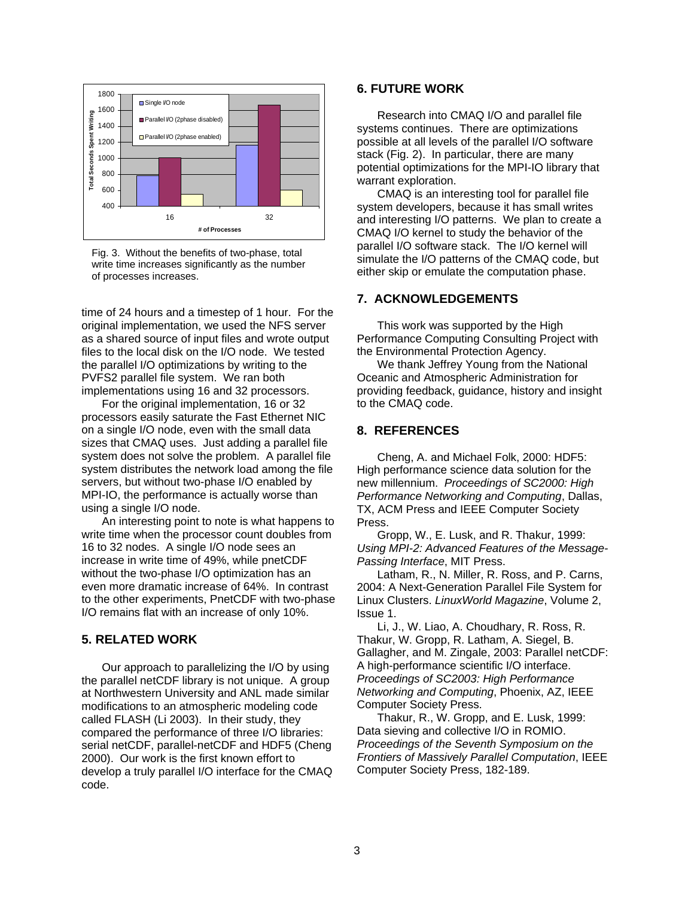1800
1600
1400
1200
1000
800
600
400

Total Seconds Spent Writing

Single I/O node
Parallel I/O (2phase disabled)
Parallel I/O (2phase enabled)

16
32

# of Processes

Fig. 3. Without the benefits of two-phase, total write time increases significantly as the number of processes increases.

time of 24 hours and a timestep of 1 hour. For the original implementation, we used the NFS server as a shared source of input files and wrote output files to the local disk on the I/O node. We tested the parallel I/O optimizations by writing to the PVFS2 parallel file system. We ran both implementations using 16 and 32 processors.

For the original implementation, 16 or 32 processors easily saturate the Fast Ethernet NIC on a single I/O node, even with the small data sizes that CMAQ uses. Just adding a parallel file system does not solve the problem. A parallel file system distributes the network load among the file servers, but without two-phase I/O enabled by MPI-IO, the performance is actually worse than using a single I/O node.

An interesting point to note is what happens to write time when the processor count doubles from 16 to 32 nodes. A single I/O node sees an increase in write time of 49%, while pnetCDF without the two-phase I/O optimization has an even more dramatic increase of 64%. In contrast to the other experiments, PnetCDF with two-phase I/O remains flat with an increase of only 10%.

## 5. RELATED WORK

Our approach to parallelizing the I/O by using the parallel netCDF library is not unique. A group at Northwestern University and ANL made similar modifications to an atmospheric modeling code called FLASH (Li 2003). In their study, they compared the performance of three I/O libraries: serial netCDF, parallel-netCDF and HDF5 (Cheng 2000). Our work is the first known effort to develop a truly parallel I/O interface for the CMAQ code.

## 6. FUTURE WORK

Research into CMAQ I/O and parallel file systems continues. There are optimizations possible at all levels of the parallel I/O software stack (Fig. 2). In particular, there are many potential optimizations for the MPI-IO library that warrant exploration.

CMAQ is an interesting tool for parallel file system developers, because it has small writes and interesting I/O patterns. We plan to create a CMAQ I/O kernel to study the behavior of the parallel I/O software stack. The I/O kernel will simulate the I/O patterns of the CMAQ code, but either skip or emulate the computation phase.

## 7. ACKNOWLEDGEMENTS

This work was supported by the High Performance Computing Consulting Project with the Environmental Protection Agency.

We thank Jeffrey Young from the National Oceanic and Atmospheric Administration for providing feedback, guidance, history and insight to the CMAQ code.

## 8. REFERENCES

Cheng, A. and Michael Folk, 2000: HDF5: High performance science data solution for the new millennium. *Proceedings of SC2000: High Performance Networking and Computing*, Dallas, TX, ACM Press and IEEE Computer Society Press.

Gropp, W., E. Lusk, and R. Thakur, 1999: *Using MPI-2: Advanced Features of the Message-Passing Interface*, MIT Press.

Latham, R., N. Miller, R. Ross, and P. Carns, 2004: A Next-Generation Parallel File System for Linux Clusters. *LinuxWorld Magazine*, Volume 2, Issue 1.

Li, J., W. Liao, A. Choudhary, R. Ross, R. Thakur, W. Gropp, R. Latham, A. Siegel, B. Gallagher, and M. Zingale, 2003: Parallel netCDF: A high-performance scientific I/O interface. *Proceedings of SC2003: High Performance Networking and Computing*, Phoenix, AZ, IEEE Computer Society Press.

Thakur, R., W. Gropp, and E. Lusk, 1999: Data sieving and collective I/O in ROMIO. *Proceedings of the Seventh Symposium on the Frontiers of Massively Parallel Computation*, IEEE Computer Society Press, 182-189.